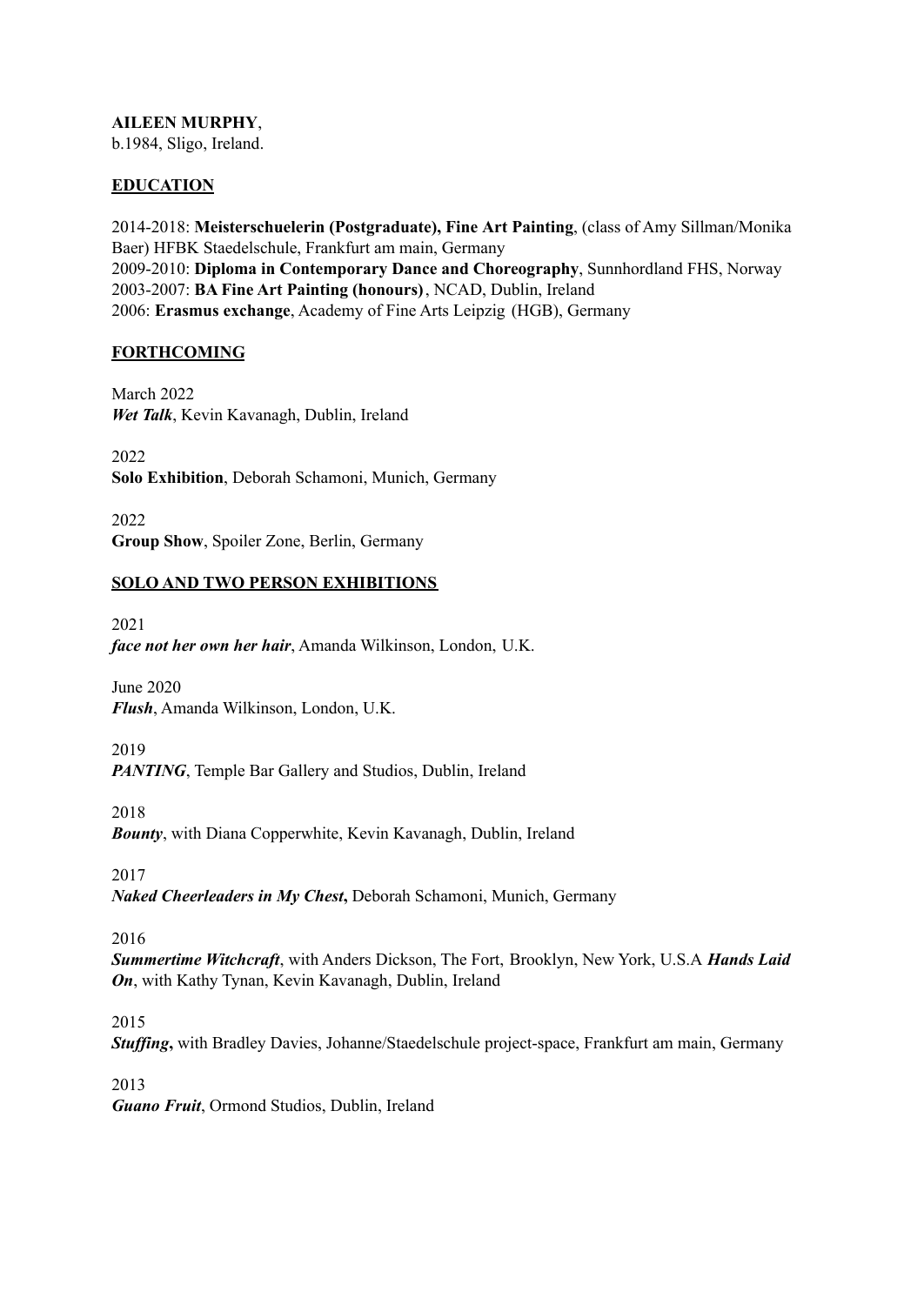**AILEEN MURPHY**,
b.1984, Sligo, Ireland.

## EDUCATION

2014-2018: **Meisterschuelerin (Postgraduate), Fine Art Painting**, (class of Amy Sillman/Monika Baer) HFBK Staedelschule, Frankfurt am main, Germany
2009-2010: **Diploma in Contemporary Dance and Choreography**, Sunnhordland FHS, Norway
2003-2007: **BA Fine Art Painting (honours)**, NCAD, Dublin, Ireland
2006: **Erasmus exchange**, Academy of Fine Arts Leipzig (HGB), Germany

## FORTHCOMING

March 2022
***Wet Talk***, Kevin Kavanagh, Dublin, Ireland

2022
**Solo Exhibition**, Deborah Schamoni, Munich, Germany

2022
**Group Show**, Spoiler Zone, Berlin, Germany

## SOLO AND TWO PERSON EXHIBITIONS

2021
***face not her own her hair***, Amanda Wilkinson, London, U.K.

June 2020
***Flush***, Amanda Wilkinson, London, U.K.

2019
***PANTING***, Temple Bar Gallery and Studios, Dublin, Ireland

2018
***Bounty***, with Diana Copperwhite, Kevin Kavanagh, Dublin, Ireland

2017
***Naked Cheerleaders in My Chest*,** Deborah Schamoni, Munich, Germany

2016
***Summertime Witchcraft***, with Anders Dickson, The Fort, Brooklyn, New York, U.S.A ***Hands Laid On***, with Kathy Tynan, Kevin Kavanagh, Dublin, Ireland

2015
***Stuffing*,** with Bradley Davies, Johanne/Staedelschule project-space, Frankfurt am main, Germany

2013
***Guano Fruit***, Ormond Studios, Dublin, Ireland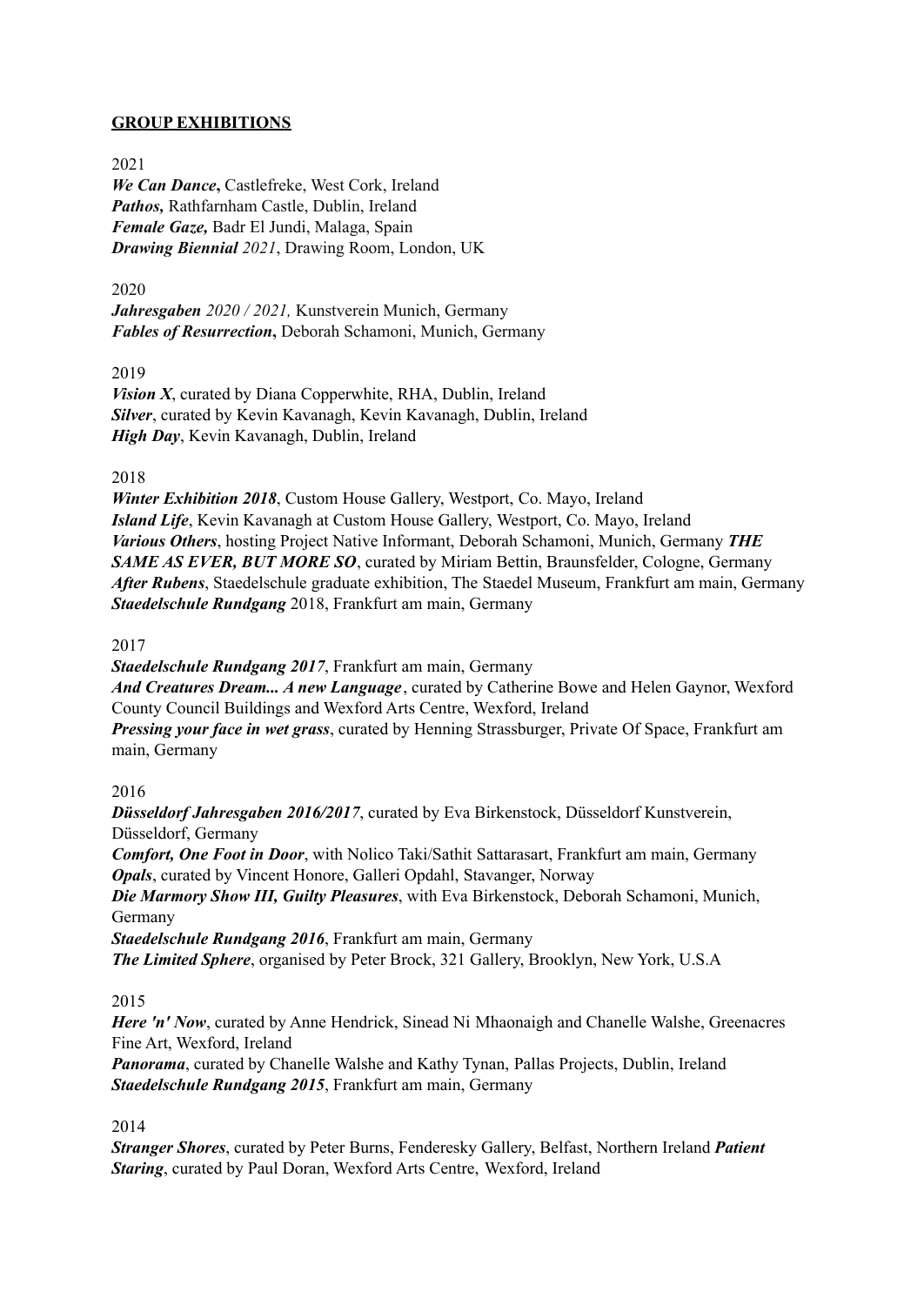## GROUP EXHIBITIONS

2021

***We Can Dance*****,** Castlefreke, West Cork, Ireland
***Pathos,*** Rathfarnham Castle, Dublin, Ireland
***Female Gaze,*** Badr El Jundi, Malaga, Spain
***Drawing Biennial** 2021*, Drawing Room, London, UK

2020

***Jahresgaben** 2020 / 2021,* Kunstverein Munich, Germany
***Fables of Resurrection*****,** Deborah Schamoni, Munich, Germany

2019

***Vision X***, curated by Diana Copperwhite, RHA, Dublin, Ireland
***Silver***, curated by Kevin Kavanagh, Kevin Kavanagh, Dublin, Ireland
***High Day***, Kevin Kavanagh, Dublin, Ireland

2018

***Winter Exhibition 2018***, Custom House Gallery, Westport, Co. Mayo, Ireland
***Island Life***, Kevin Kavanagh at Custom House Gallery, Westport, Co. Mayo, Ireland
***Various Others***, hosting Project Native Informant, Deborah Schamoni, Munich, Germany ***THE SAME AS EVER, BUT MORE SO***, curated by Miriam Bettin, Braunsfelder, Cologne, Germany
***After Rubens***, Staedelschule graduate exhibition, The Staedel Museum, Frankfurt am main, Germany
***Staedelschule Rundgang*** 2018, Frankfurt am main, Germany

2017

***Staedelschule Rundgang 2017***, Frankfurt am main, Germany
***And Creatures Dream... A new Language***, curated by Catherine Bowe and Helen Gaynor, Wexford County Council Buildings and Wexford Arts Centre, Wexford, Ireland
***Pressing your face in wet grass***, curated by Henning Strassburger, Private Of Space, Frankfurt am main, Germany

2016

***Düsseldorf Jahresgaben 2016/2017***, curated by Eva Birkenstock, Düsseldorf Kunstverein, Düsseldorf, Germany
***Comfort, One Foot in Door***, with Nolico Taki/Sathit Sattarasart, Frankfurt am main, Germany
***Opals***, curated by Vincent Honore, Galleri Opdahl, Stavanger, Norway
***Die Marmory Show III, Guilty Pleasures***, with Eva Birkenstock, Deborah Schamoni, Munich, Germany
***Staedelschule Rundgang 2016***, Frankfurt am main, Germany
***The Limited Sphere***, organised by Peter Brock, 321 Gallery, Brooklyn, New York, U.S.A

2015

***Here 'n' Now***, curated by Anne Hendrick, Sinead Ni Mhaonaigh and Chanelle Walshe, Greenacres Fine Art, Wexford, Ireland
***Panorama***, curated by Chanelle Walshe and Kathy Tynan, Pallas Projects, Dublin, Ireland
***Staedelschule Rundgang 2015***, Frankfurt am main, Germany

2014

***Stranger Shores***, curated by Peter Burns, Fenderesky Gallery, Belfast, Northern Ireland ***Patient Staring***, curated by Paul Doran, Wexford Arts Centre, Wexford, Ireland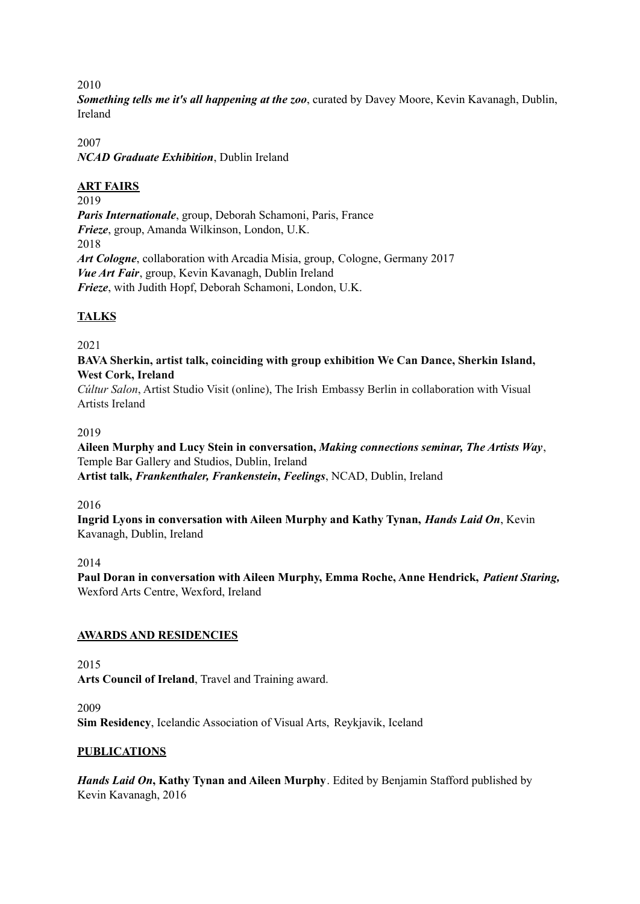2010

***Something tells me it's all happening at the zoo***, curated by Davey Moore, Kevin Kavanagh, Dublin, Ireland

2007

***NCAD Graduate Exhibition***, Dublin Ireland

## ART FAIRS

2019

***Paris Internationale***, group, Deborah Schamoni, Paris, France

***Frieze***, group, Amanda Wilkinson, London, U.K.

2018

***Art Cologne***, collaboration with Arcadia Misia, group, Cologne, Germany 2017

***Vue Art Fair***, group, Kevin Kavanagh, Dublin Ireland

***Frieze***, with Judith Hopf, Deborah Schamoni, London, U.K.

## TALKS

2021

**BAVA Sherkin, artist talk, coinciding with group exhibition We Can Dance, Sherkin Island, West Cork, Ireland**

*Cúltur Salon*, Artist Studio Visit (online), The Irish Embassy Berlin in collaboration with Visual Artists Ireland

2019

**Aileen Murphy and Lucy Stein in conversation, *Making connections seminar, The Artists Way***, Temple Bar Gallery and Studios, Dublin, Ireland

**Artist talk, *Frankenthaler, Frankenstein*, *Feelings***, NCAD, Dublin, Ireland

2016

**Ingrid Lyons in conversation with Aileen Murphy and Kathy Tynan, *Hands Laid On***, Kevin Kavanagh, Dublin, Ireland

2014

**Paul Doran in conversation with Aileen Murphy, Emma Roche, Anne Hendrick, *Patient Staring,*** Wexford Arts Centre, Wexford, Ireland

## AWARDS AND RESIDENCIES

2015

**Arts Council of Ireland**, Travel and Training award.

2009

**Sim Residency**, Icelandic Association of Visual Arts, Reykjavik, Iceland

## PUBLICATIONS

***Hands Laid On*, Kathy Tynan and Aileen Murphy**. Edited by Benjamin Stafford published by Kevin Kavanagh, 2016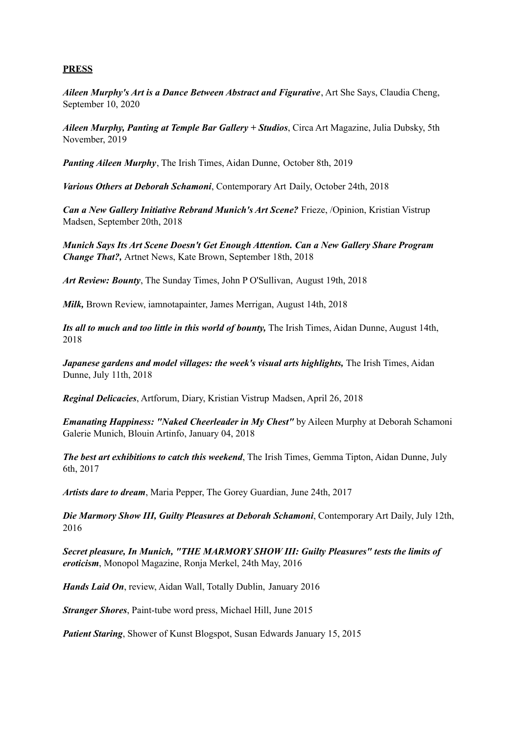**PRESS**

***Aileen Murphy's Art is a Dance Between Abstract and Figurative***, Art She Says, Claudia Cheng, September 10, 2020

***Aileen Murphy, Panting at Temple Bar Gallery + Studios***, Circa Art Magazine, Julia Dubsky, 5th November, 2019

***Panting Aileen Murphy***, The Irish Times, Aidan Dunne, October 8th, 2019

***Various Others at Deborah Schamoni***, Contemporary Art Daily, October 24th, 2018

***Can a New Gallery Initiative Rebrand Munich's Art Scene?*** Frieze, /Opinion, Kristian Vistrup Madsen, September 20th, 2018

***Munich Says Its Art Scene Doesn't Get Enough Attention. Can a New Gallery Share Program Change That?,*** Artnet News, Kate Brown, September 18th, 2018

***Art Review: Bounty***, The Sunday Times, John P O'Sullivan, August 19th, 2018

***Milk,*** Brown Review, iamnotapainter, James Merrigan, August 14th, 2018

***Its all to much and too little in this world of bounty,*** The Irish Times, Aidan Dunne, August 14th, 2018

***Japanese gardens and model villages: the week's visual arts highlights,*** The Irish Times, Aidan Dunne, July 11th, 2018

***Reginal Delicacies***, Artforum, Diary, Kristian Vistrup Madsen, April 26, 2018

***Emanating Happiness: "Naked Cheerleader in My Chest"*** by Aileen Murphy at Deborah Schamoni Galerie Munich, Blouin Artinfo, January 04, 2018

***The best art exhibitions to catch this weekend***, The Irish Times, Gemma Tipton, Aidan Dunne, July 6th, 2017

***Artists dare to dream***, Maria Pepper, The Gorey Guardian, June 24th, 2017

***Die Marmory Show III, Guilty Pleasures at Deborah Schamoni***, Contemporary Art Daily, July 12th, 2016

***Secret pleasure, In Munich, "THE MARMORY SHOW III: Guilty Pleasures" tests the limits of eroticism***, Monopol Magazine, Ronja Merkel, 24th May, 2016

***Hands Laid On***, review, Aidan Wall, Totally Dublin, January 2016

***Stranger Shores***, Paint-tube word press, Michael Hill, June 2015

***Patient Staring***, Shower of Kunst Blogspot, Susan Edwards January 15, 2015